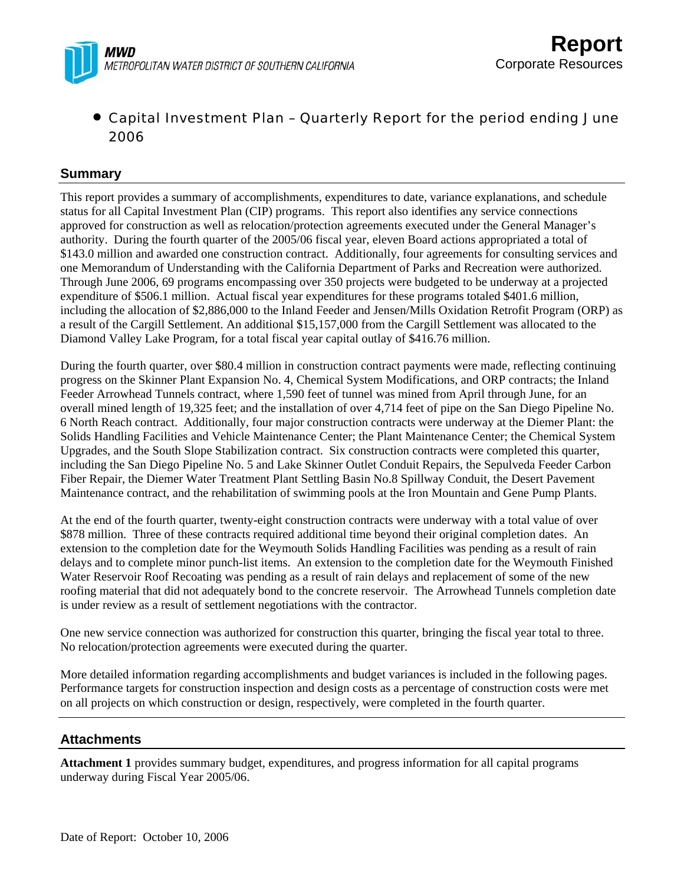**MWD**
*METROPOLITAN WATER DISTRICT OF SOUTHERN CALIFORNIA*

# Report
Corporate Resources

- Capital Investment Plan – Quarterly Report for the period ending June 2006

## Summary

This report provides a summary of accomplishments, expenditures to date, variance explanations, and schedule status for all Capital Investment Plan (CIP) programs. This report also identifies any service connections approved for construction as well as relocation/protection agreements executed under the General Manager's authority. During the fourth quarter of the 2005/06 fiscal year, eleven Board actions appropriated a total of $143.0 million and awarded one construction contract. Additionally, four agreements for consulting services and one Memorandum of Understanding with the California Department of Parks and Recreation were authorized. Through June 2006, 69 programs encompassing over 350 projects were budgeted to be underway at a projected expenditure of $506.1 million. Actual fiscal year expenditures for these programs totaled $401.6 million, including the allocation of $2,886,000 to the Inland Feeder and Jensen/Mills Oxidation Retrofit Program (ORP) as a result of the Cargill Settlement. An additional $15,157,000 from the Cargill Settlement was allocated to the Diamond Valley Lake Program, for a total fiscal year capital outlay of $416.76 million.

During the fourth quarter, over $80.4 million in construction contract payments were made, reflecting continuing progress on the Skinner Plant Expansion No. 4, Chemical System Modifications, and ORP contracts; the Inland Feeder Arrowhead Tunnels contract, where 1,590 feet of tunnel was mined from April through June, for an overall mined length of 19,325 feet; and the installation of over 4,714 feet of pipe on the San Diego Pipeline No. 6 North Reach contract. Additionally, four major construction contracts were underway at the Diemer Plant: the Solids Handling Facilities and Vehicle Maintenance Center; the Plant Maintenance Center; the Chemical System Upgrades, and the South Slope Stabilization contract. Six construction contracts were completed this quarter, including the San Diego Pipeline No. 5 and Lake Skinner Outlet Conduit Repairs, the Sepulveda Feeder Carbon Fiber Repair, the Diemer Water Treatment Plant Settling Basin No.8 Spillway Conduit, the Desert Pavement Maintenance contract, and the rehabilitation of swimming pools at the Iron Mountain and Gene Pump Plants.

At the end of the fourth quarter, twenty-eight construction contracts were underway with a total value of over $878 million. Three of these contracts required additional time beyond their original completion dates. An extension to the completion date for the Weymouth Solids Handling Facilities was pending as a result of rain delays and to complete minor punch-list items. An extension to the completion date for the Weymouth Finished Water Reservoir Roof Recoating was pending as a result of rain delays and replacement of some of the new roofing material that did not adequately bond to the concrete reservoir. The Arrowhead Tunnels completion date is under review as a result of settlement negotiations with the contractor.

One new service connection was authorized for construction this quarter, bringing the fiscal year total to three. No relocation/protection agreements were executed during the quarter.

More detailed information regarding accomplishments and budget variances is included in the following pages. Performance targets for construction inspection and design costs as a percentage of construction costs were met on all projects on which construction or design, respectively, were completed in the fourth quarter.

## Attachments

**Attachment 1** provides summary budget, expenditures, and progress information for all capital programs underway during Fiscal Year 2005/06.

Date of Report: October 10, 2006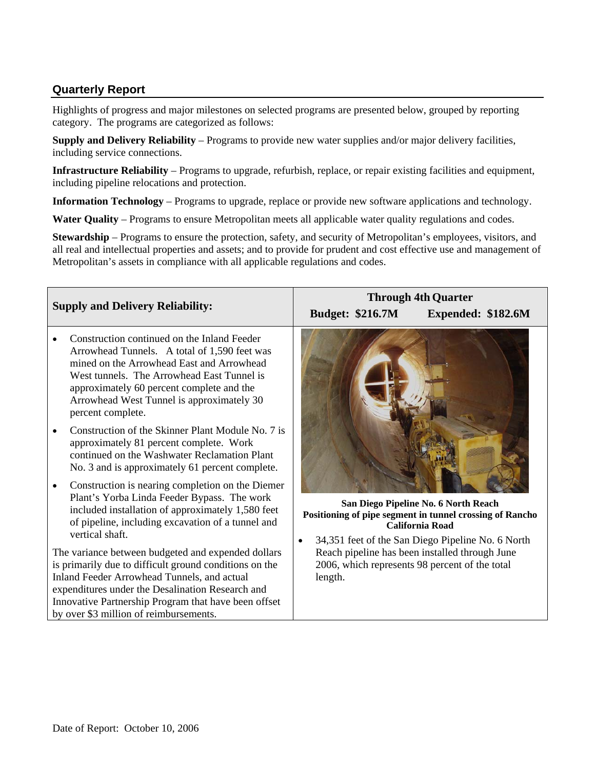## Quarterly Report

Highlights of progress and major milestones on selected programs are presented below, grouped by reporting category. The programs are categorized as follows:

**Supply and Delivery Reliability** – Programs to provide new water supplies and/or major delivery facilities, including service connections.

**Infrastructure Reliability** – Programs to upgrade, refurbish, replace, or repair existing facilities and equipment, including pipeline relocations and protection.

**Information Technology** – Programs to upgrade, replace or provide new software applications and technology.

**Water Quality** – Programs to ensure Metropolitan meets all applicable water quality regulations and codes.

**Stewardship** – Programs to ensure the protection, safety, and security of Metropolitan's employees, visitors, and all real and intellectual properties and assets; and to provide for prudent and cost effective use and management of Metropolitan's assets in compliance with all applicable regulations and codes.

| Supply and Delivery Reliability: | Through 4th Quarter<br>Budget: $216.7M Expended: $182.6M |
|---|---|
| • Construction continued on the Inland Feeder Arrowhead Tunnels. A total of 1,590 feet was mined on the Arrowhead East and Arrowhead West tunnels. The Arrowhead East Tunnel is approximately 60 percent complete and the Arrowhead West Tunnel is approximately 30 percent complete.<br>• Construction of the Skinner Plant Module No. 7 is approximately 81 percent complete. Work continued on the Washwater Reclamation Plant No. 3 and is approximately 61 percent complete.<br>• Construction is nearing completion on the Diemer Plant's Yorba Linda Feeder Bypass. The work included installation of approximately 1,580 feet of pipeline, including excavation of a tunnel and vertical shaft.<br>The variance between budgeted and expended dollars is primarily due to difficult ground conditions on the Inland Feeder Arrowhead Tunnels, and actual expenditures under the Desalination Research and Innovative Partnership Program that have been offset by over $3 million of reimbursements. | **San Diego Pipeline No. 6 North Reach**<br>**Positioning of pipe segment in tunnel crossing of Rancho California Road**<br>• 34,351 feet of the San Diego Pipeline No. 6 North Reach pipeline has been installed through June 2006, which represents 98 percent of the total length. |

Date of Report: October 10, 2006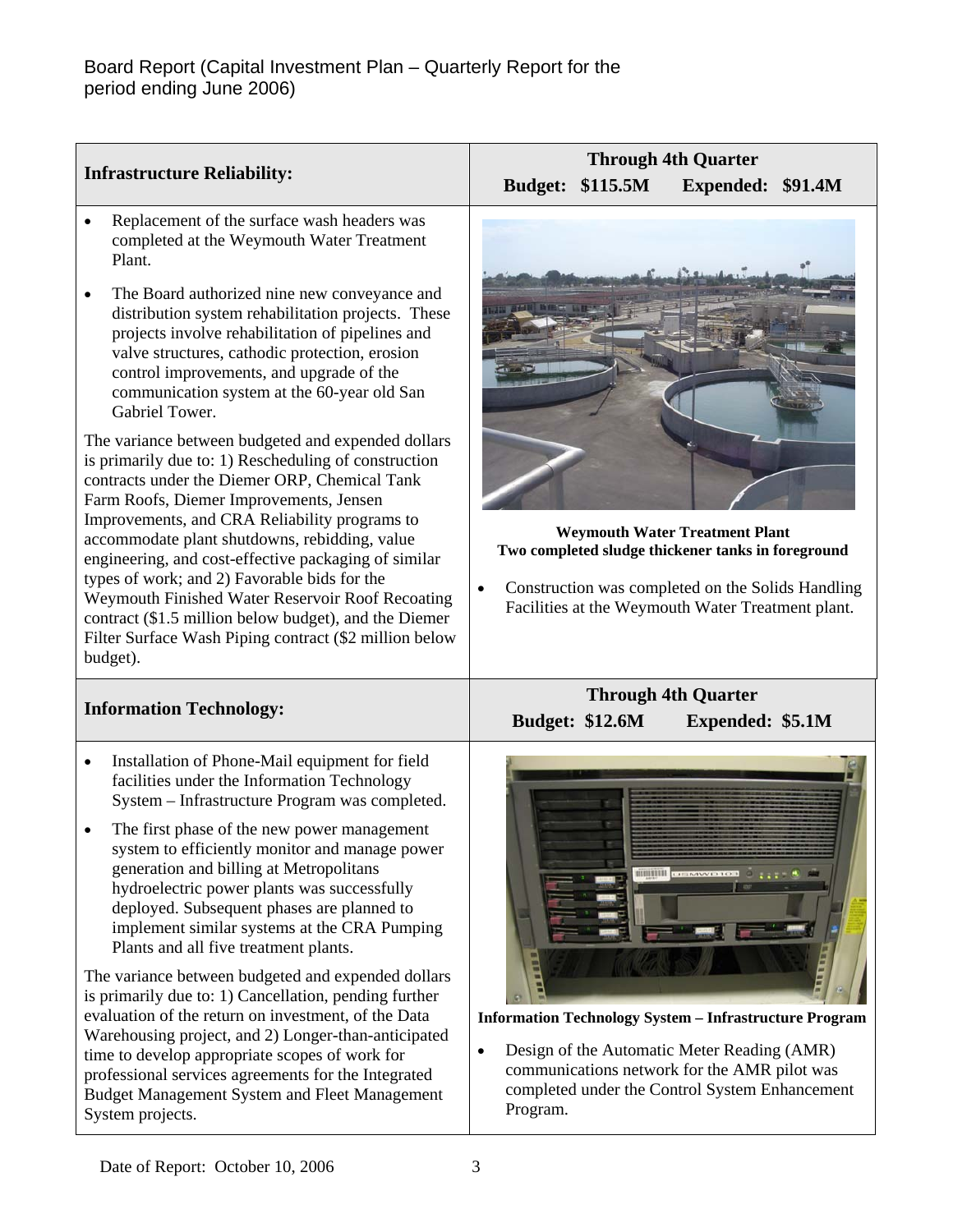| Infrastructure Reliability: | Through 4th Quarter<br>Budget: $115.5M Expended: $91.4M |
|---|---|
| • Replacement of the surface wash headers was completed at the Weymouth Water Treatment Plant.<br>• The Board authorized nine new conveyance and distribution system rehabilitation projects. These projects involve rehabilitation of pipelines and valve structures, cathodic protection, erosion control improvements, and upgrade of the communication system at the 60-year old San Gabriel Tower.<br>The variance between budgeted and expended dollars is primarily due to: 1) Rescheduling of construction contracts under the Diemer ORP, Chemical Tank Farm Roofs, Diemer Improvements, Jensen Improvements, and CRA Reliability programs to accommodate plant shutdowns, rebidding, value engineering, and cost-effective packaging of similar types of work; and 2) Favorable bids for the Weymouth Finished Water Reservoir Roof Recoating contract ($1.5 million below budget), and the Diemer Filter Surface Wash Piping contract ($2 million below budget). | **Weymouth Water Treatment Plant**<br>**Two completed sludge thickener tanks in foreground**<br>• Construction was completed on the Solids Handling Facilities at the Weymouth Water Treatment plant. |

| Information Technology: | Through 4th Quarter<br>Budget: $12.6M Expended: $5.1M |
|---|---|
| • Installation of Phone-Mail equipment for field facilities under the Information Technology System – Infrastructure Program was completed.<br>• The first phase of the new power management system to efficiently monitor and manage power generation and billing at Metropolitans hydroelectric power plants was successfully deployed. Subsequent phases are planned to implement similar systems at the CRA Pumping Plants and all five treatment plants.<br>The variance between budgeted and expended dollars is primarily due to: 1) Cancellation, pending further evaluation of the return on investment, of the Data Warehousing project, and 2) Longer-than-anticipated time to develop appropriate scopes of work for professional services agreements for the Integrated Budget Management System and Fleet Management System projects. | **Information Technology System – Infrastructure Program**<br>• Design of the Automatic Meter Reading (AMR) communications network for the AMR pilot was completed under the Control System Enhancement Program. |

Date of Report: October 10, 2006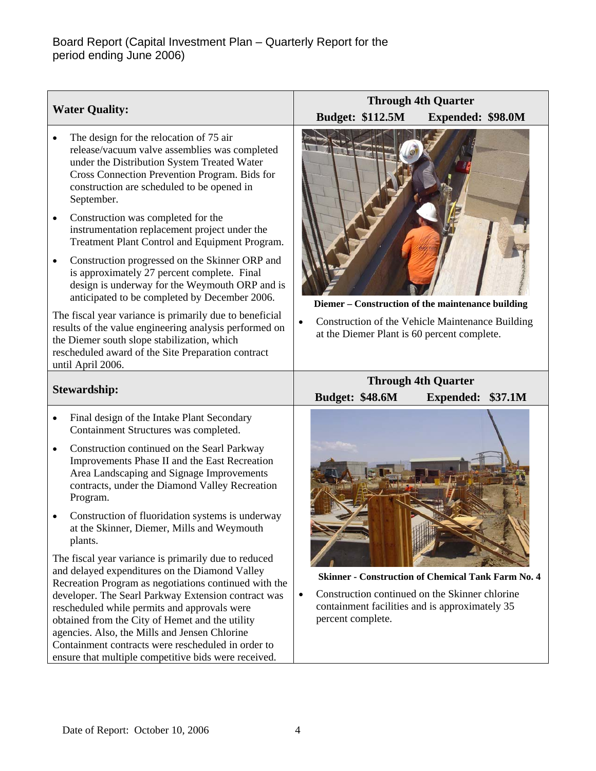## Water Quality:

**Through 4th Quarter**
**Budget: \$112.5M** **Expended: \$98.0M**

- The design for the relocation of 75 air release/vacuum valve assemblies was completed under the Distribution System Treated Water Cross Connection Prevention Program. Bids for construction are scheduled to be opened in September.
- Construction was completed for the instrumentation replacement project under the Treatment Plant Control and Equipment Program.
- Construction progressed on the Skinner ORP and is approximately 27 percent complete. Final design is underway for the Weymouth ORP and is anticipated to be completed by December 2006.

The fiscal year variance is primarily due to beneficial results of the value engineering analysis performed on the Diemer south slope stabilization, which rescheduled award of the Site Preparation contract until April 2006.

**Diemer – Construction of the maintenance building**

- Construction of the Vehicle Maintenance Building at the Diemer Plant is 60 percent complete.

## Stewardship:

**Through 4th Quarter**
**Budget: \$48.6M** **Expended: \$37.1M**

- Final design of the Intake Plant Secondary Containment Structures was completed.
- Construction continued on the Searl Parkway Improvements Phase II and the East Recreation Area Landscaping and Signage Improvements contracts, under the Diamond Valley Recreation Program.
- Construction of fluoridation systems is underway at the Skinner, Diemer, Mills and Weymouth plants.

The fiscal year variance is primarily due to reduced and delayed expenditures on the Diamond Valley Recreation Program as negotiations continued with the developer. The Searl Parkway Extension contract was rescheduled while permits and approvals were obtained from the City of Hemet and the utility agencies. Also, the Mills and Jensen Chlorine Containment contracts were rescheduled in order to ensure that multiple competitive bids were received.

**Skinner - Construction of Chemical Tank Farm No. 4**

- Construction continued on the Skinner chlorine containment facilities and is approximately 35 percent complete.

Date of Report: October 10, 2006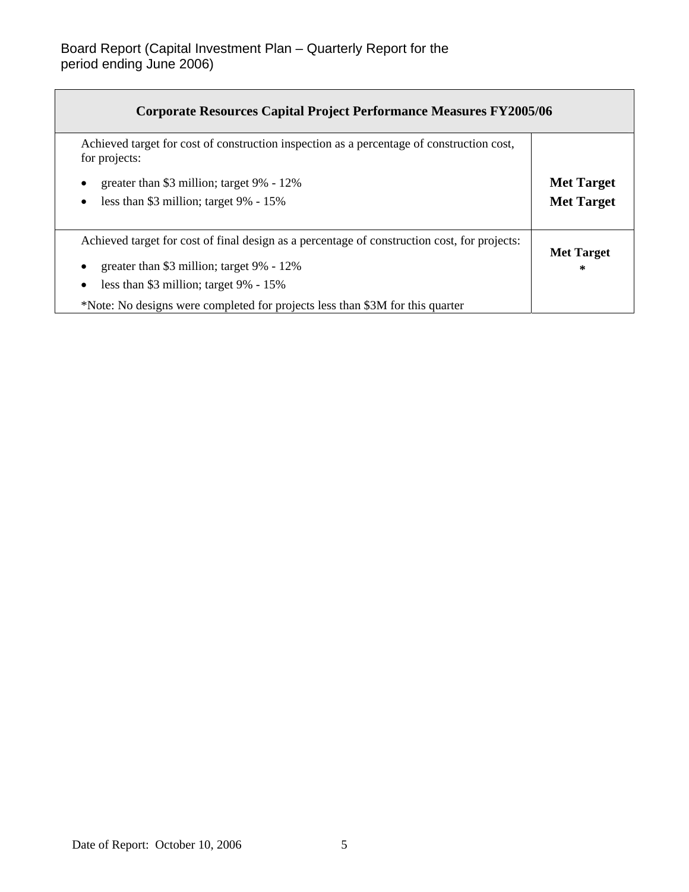| Corporate Resources Capital Project Performance Measures FY2005/06 | |
|---|---|
| Achieved target for cost of construction inspection as a percentage of construction cost, for projects:<br>• greater than $3 million; target 9% - 12%<br>• less than $3 million; target 9% - 15% | **Met Target**<br>**Met Target** |
| Achieved target for cost of final design as a percentage of construction cost, for projects:<br>• greater than $3 million; target 9% - 12%<br>• less than $3 million; target 9% - 15%<br>*Note: No designs were completed for projects less than $3M for this quarter | **Met Target**<br>***** |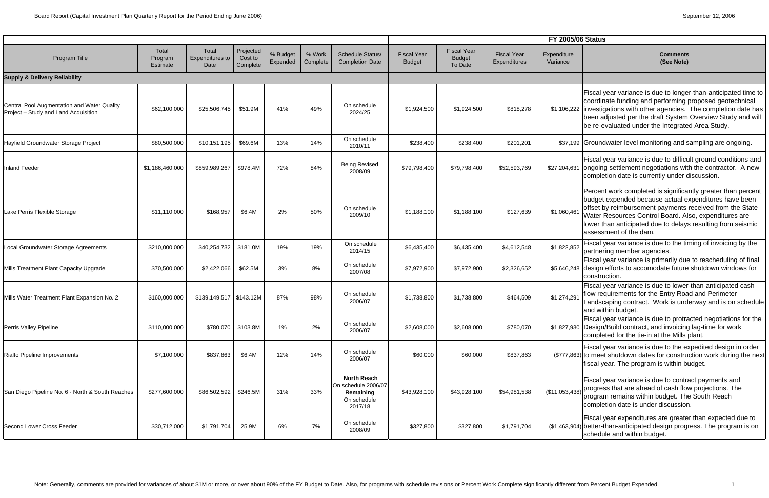| Program Title | Total Program Estimate | Total Expenditures to Date | Projected Cost to Complete | % Budget Expended | % Work Complete | Schedule Status/ Completion Date | FY 2005/06 Status | | | | |
|---|---|---|---|---|---|---|---|---|---|---|---|
| | | | | | | | Fiscal Year Budget | Fiscal Year Budget To Date | Fiscal Year Expenditures | Expenditure Variance | Comments (See Note) |
| **Supply & Delivery Reliability** | | | | | | | | | | | |
| Central Pool Augmentation and Water Quality Project – Study and Land Acquisition | $62,100,000 | $25,506,745 | $51.9M | 41% | 49% | On schedule 2024/25 | $1,924,500 | $1,924,500 | $818,278 | $1,106,222 | Fiscal year variance is due to longer-than-anticipated time to coordinate funding and performing proposed geotechnical investigations with other agencies. The completion date has been adjusted per the draft System Overview Study and will be re-evaluated under the Integrated Area Study. |
| Hayfield Groundwater Storage Project | $80,500,000 | $10,151,195 | $69.6M | 13% | 14% | On schedule 2010/11 | $238,400 | $238,400 | $201,201 | $37,199 | Groundwater level monitoring and sampling are ongoing. |
| Inland Feeder | $1,186,460,000 | $859,989,267 | $978.4M | 72% | 84% | Being Revised 2008/09 | $79,798,400 | $79,798,400 | $52,593,769 | $27,204,631 | Fiscal year variance is due to difficult ground conditions and ongoing settlement negotiations with the contractor. A new completion date is currently under discussion. |
| Lake Perris Flexible Storage | $11,110,000 | $168,957 | $6.4M | 2% | 50% | On schedule 2009/10 | $1,188,100 | $1,188,100 | $127,639 | $1,060,461 | Percent work completed is significantly greater than percent budget expended because actual expenditures have been offset by reimbursement payments received from the State Water Resources Control Board. Also, expenditures are lower than anticipated due to delays resulting from seismic assessment of the dam. |
| Local Groundwater Storage Agreements | $210,000,000 | $40,254,732 | $181.0M | 19% | 19% | On schedule 2014/15 | $6,435,400 | $6,435,400 | $4,612,548 | $1,822,852 | Fiscal year variance is due to the timing of invoicing by the partnering member agencies. |
| Mills Treatment Plant Capacity Upgrade | $70,500,000 | $2,422,066 | $62.5M | 3% | 8% | On schedule 2007/08 | $7,972,900 | $7,972,900 | $2,326,652 | $5,646,248 | Fiscal year variance is primarily due to rescheduling of final design efforts to accomodate future shutdown windows for construction. |
| Mills Water Treatment Plant Expansion No. 2 | $160,000,000 | $139,149,517 | $143.12M | 87% | 98% | On schedule 2006/07 | $1,738,800 | $1,738,800 | $464,509 | $1,274,291 | Fiscal year variance is due to lower-than-anticipated cash flow requirements for the Entry Road and Perimeter Landscaping contract. Work is underway and is on schedule and within budget. |
| Perris Valley Pipeline | $110,000,000 | $780,070 | $103.8M | 1% | 2% | On schedule 2006/07 | $2,608,000 | $2,608,000 | $780,070 | $1,827,930 | Fiscal year variance is due to protracted negotiations for the Design/Build contract, and invoicing lag-time for work completed for the tie-in at the Mills plant. |
| Rialto Pipeline Improvements | $7,100,000 | $837,863 | $6.4M | 12% | 14% | On schedule 2006/07 | $60,000 | $60,000 | $837,863 | ($777,863) | Fiscal year variance is due to the expedited design in order to meet shutdown dates for construction work during the next fiscal year. The program is within budget. |
| San Diego Pipeline No. 6 - North & South Reaches | $277,600,000 | $86,502,592 | $246.5M | 31% | 33% | **North Reach** On schedule 2006/07 **Remaining** On schedule 2017/18 | $43,928,100 | $43,928,100 | $54,981,538 | ($11,053,438) | Fiscal year variance is due to contract payments and progress that are ahead of cash flow projections. The program remains within budget. The South Reach completion date is under discussion. |
| Second Lower Cross Feeder | $30,712,000 | $1,791,704 | 25.9M | 6% | 7% | On schedule 2008/09 | $327,800 | $327,800 | $1,791,704 | ($1,463,904) | Fiscal year expenditures are greater than expected due to better-than-anticipated design progress. The program is on schedule and within budget. |

Note: Generally, comments are provided for variances of about $1M or more, or over about 90% of the FY Budget to Date. Also, for programs with schedule revisions or Percent Work Complete significantly different from Percent Budget Expended.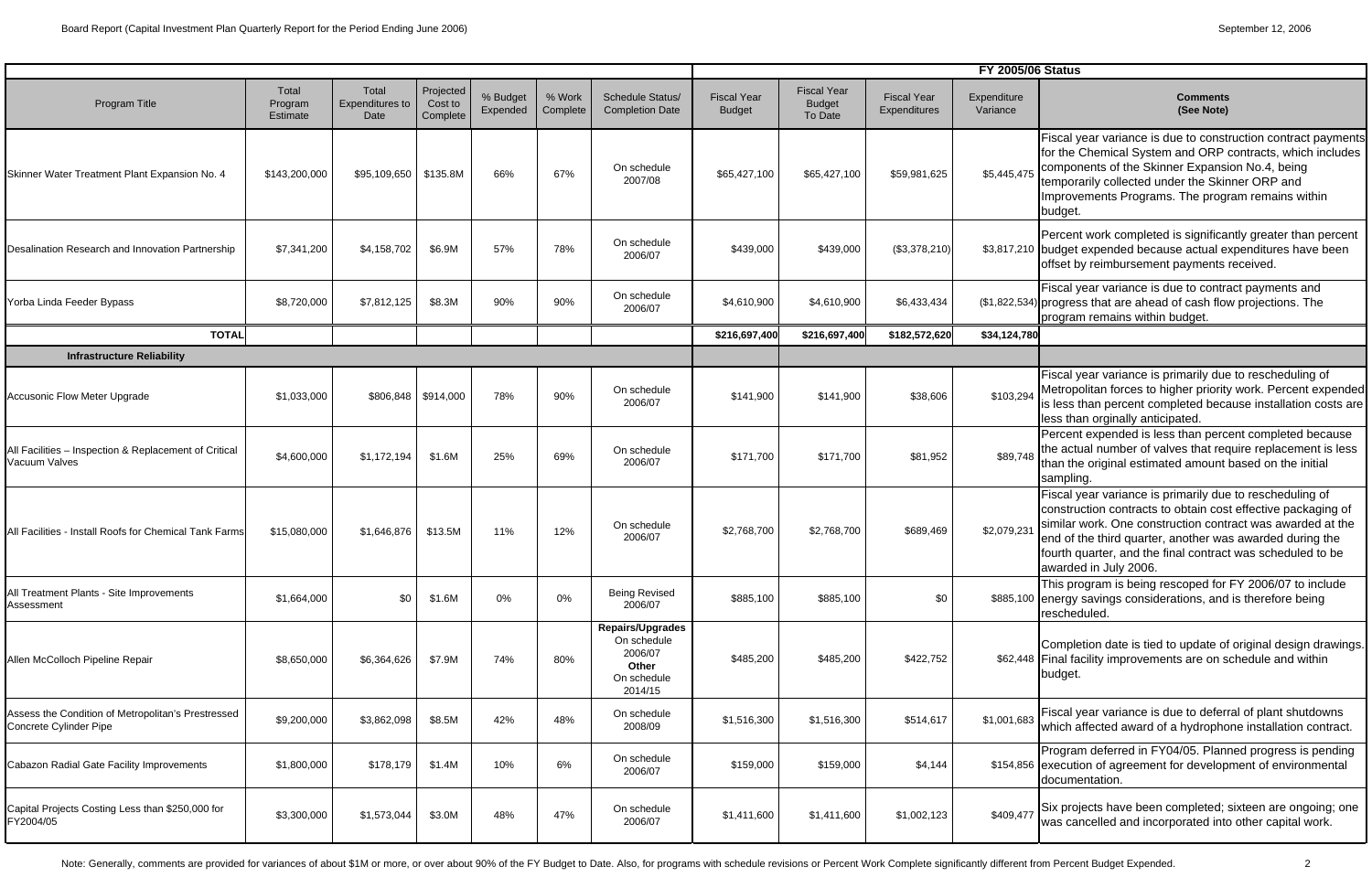| Program Title | Total Program Estimate | Total Expenditures to Date | Projected Cost to Complete | % Budget Expended | % Work Complete | Schedule Status/ Completion Date | FY 2005/06 Status | | | | |
|---|---|---|---|---|---|---|---|---|---|---|---|
| | | | | | | | Fiscal Year Budget | Fiscal Year Budget To Date | Fiscal Year Expenditures | Expenditure Variance | Comments (See Note) |
| Skinner Water Treatment Plant Expansion No. 4 | $143,200,000 | $95,109,650 | $135.8M | 66% | 67% | On schedule 2007/08 | $65,427,100 | $65,427,100 | $59,981,625 | $5,445,475 | Fiscal year variance is due to construction contract payments for the Chemical System and ORP contracts, which includes components of the Skinner Expansion No.4, being temporarily collected under the Skinner ORP and Improvements Programs. The program remains within budget. |
| Desalination Research and Innovation Partnership | $7,341,200 | $4,158,702 | $6.9M | 57% | 78% | On schedule 2006/07 | $439,000 | $439,000 | ($3,378,210) | $3,817,210 | Percent work completed is significantly greater than percent budget expended because actual expenditures have been offset by reimbursement payments received. |
| Yorba Linda Feeder Bypass | $8,720,000 | $7,812,125 | $8.3M | 90% | 90% | On schedule 2006/07 | $4,610,900 | $4,610,900 | $6,433,434 | ($1,822,534) | Fiscal year variance is due to contract payments and progress that are ahead of cash flow projections. The program remains within budget. |
| **TOTAL** | | | | | | | **$216,697,400** | **$216,697,400** | **$182,572,620** | **$34,124,780** | |
| **Infrastructure Reliability** | | | | | | | | | | | |
| Accusonic Flow Meter Upgrade | $1,033,000 | $806,848 | $914,000 | 78% | 90% | On schedule 2006/07 | $141,900 | $141,900 | $38,606 | $103,294 | Fiscal year variance is primarily due to rescheduling of Metropolitan forces to higher priority work. Percent expended is less than percent completed because installation costs are less than orginally anticipated. |
| All Facilities – Inspection & Replacement of Critical Vacuum Valves | $4,600,000 | $1,172,194 | $1.6M | 25% | 69% | On schedule 2006/07 | $171,700 | $171,700 | $81,952 | $89,748 | Percent expended is less than percent completed because the actual number of valves that require replacement is less than the original estimated amount based on the initial sampling. |
| All Facilities - Install Roofs for Chemical Tank Farms | $15,080,000 | $1,646,876 | $13.5M | 11% | 12% | On schedule 2006/07 | $2,768,700 | $2,768,700 | $689,469 | $2,079,231 | Fiscal year variance is primarily due to rescheduling of construction contracts to obtain cost effective packaging of similar work. One construction contract was awarded at the end of the third quarter, another was awarded during the fourth quarter, and the final contract was scheduled to be awarded in July 2006. |
| All Treatment Plants - Site Improvements Assessment | $1,664,000 | $0 | $1.6M | 0% | 0% | Being Revised 2006/07 | $885,100 | $885,100 | $0 | $885,100 | This program is being rescoped for FY 2006/07 to include energy savings considerations, and is therefore being rescheduled. |
| Allen McColloch Pipeline Repair | $8,650,000 | $6,364,626 | $7.9M | 74% | 80% | **Repairs/Upgrades** On schedule 2006/07 **Other** On schedule 2014/15 | $485,200 | $485,200 | $422,752 | $62,448 | Completion date is tied to update of original design drawings. Final facility improvements are on schedule and within budget. |
| Assess the Condition of Metropolitan's Prestressed Concrete Cylinder Pipe | $9,200,000 | $3,862,098 | $8.5M | 42% | 48% | On schedule 2008/09 | $1,516,300 | $1,516,300 | $514,617 | $1,001,683 | Fiscal year variance is due to deferral of plant shutdowns which affected award of a hydrophone installation contract. |
| Cabazon Radial Gate Facility Improvements | $1,800,000 | $178,179 | $1.4M | 10% | 6% | On schedule 2006/07 | $159,000 | $159,000 | $4,144 | $154,856 | Program deferred in FY04/05. Planned progress is pending execution of agreement for development of environmental documentation. |
| Capital Projects Costing Less than $250,000 for FY2004/05 | $3,300,000 | $1,573,044 | $3.0M | 48% | 47% | On schedule 2006/07 | $1,411,600 | $1,411,600 | $1,002,123 | $409,477 | Six projects have been completed; sixteen are ongoing; one was cancelled and incorporated into other capital work. |

Note: Generally, comments are provided for variances of about $1M or more, or over about 90% of the FY Budget to Date. Also, for programs with schedule revisions or Percent Work Complete significantly different from Percent Budget Expended.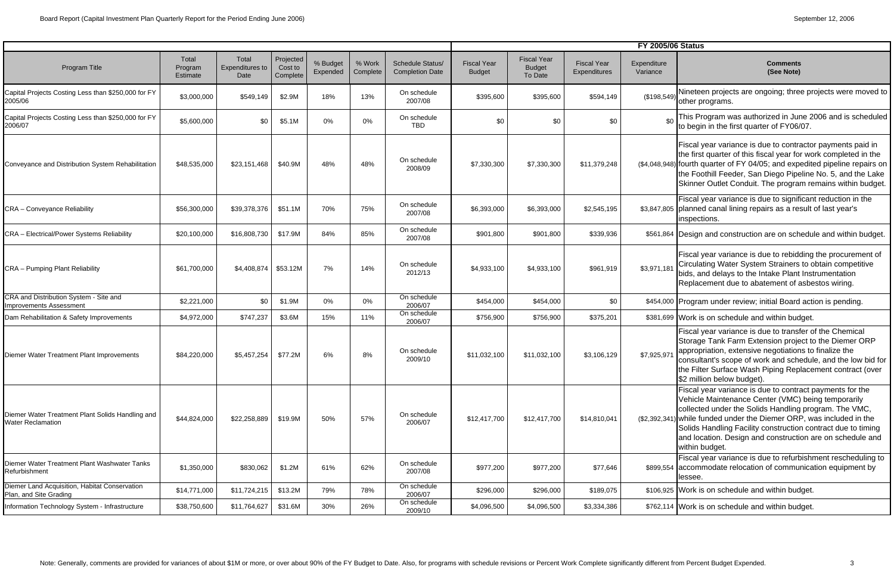| | | | | | | | FY 2005/06 Status | | | | |
|---|---|---|---|---|---|---|---|---|---|---|---|
| Program Title | Total Program Estimate | Total Expenditures to Date | Projected Cost to Complete | % Budget Expended | % Work Complete | Schedule Status/ Completion Date | Fiscal Year Budget | Fiscal Year Budget To Date | Fiscal Year Expenditures | Expenditure Variance | Comments (See Note) |
| Capital Projects Costing Less than $250,000 for FY 2005/06 | $3,000,000 | $549,149 | $2.9M | 18% | 13% | On schedule 2007/08 | $395,600 | $395,600 | $594,149 | ($198,549) | Nineteen projects are ongoing; three projects were moved to other programs. |
| Capital Projects Costing Less than $250,000 for FY 2006/07 | $5,600,000 | $0 | $5.1M | 0% | 0% | On schedule TBD | $0 | $0 | $0 | $0 | This Program was authorized in June 2006 and is scheduled to begin in the first quarter of FY06/07. |
| Conveyance and Distribution System Rehabilitation | $48,535,000 | $23,151,468 | $40.9M | 48% | 48% | On schedule 2008/09 | $7,330,300 | $7,330,300 | $11,379,248 | ($4,048,948) | Fiscal year variance is due to contractor payments paid in the first quarter of this fiscal year for work completed in the fourth quarter of FY 04/05; and expedited pipeline repairs on the Foothill Feeder, San Diego Pipeline No. 5, and the Lake Skinner Outlet Conduit. The program remains within budget. |
| CRA – Conveyance Reliability | $56,300,000 | $39,378,376 | $51.1M | 70% | 75% | On schedule 2007/08 | $6,393,000 | $6,393,000 | $2,545,195 | $3,847,805 | Fiscal year variance is due to significant reduction in the planned canal lining repairs as a result of last year's inspections. |
| CRA – Electrical/Power Systems Reliability | $20,100,000 | $16,808,730 | $17.9M | 84% | 85% | On schedule 2007/08 | $901,800 | $901,800 | $339,936 | $561,864 | Design and construction are on schedule and within budget. |
| CRA – Pumping Plant Reliability | $61,700,000 | $4,408,874 | $53.12M | 7% | 14% | On schedule 2012/13 | $4,933,100 | $4,933,100 | $961,919 | $3,971,181 | Fiscal year variance is due to rebidding the procurement of Circulating Water System Strainers to obtain competitive bids, and delays to the Intake Plant Instrumentation Replacement due to abatement of asbestos wiring. |
| CRA and Distribution System - Site and Improvements Assessment | $2,221,000 | $0 | $1.9M | 0% | 0% | On schedule 2006/07 | $454,000 | $454,000 | $0 | $454,000 | Program under review; initial Board action is pending. |
| Dam Rehabilitation & Safety Improvements | $4,972,000 | $747,237 | $3.6M | 15% | 11% | On schedule 2006/07 | $756,900 | $756,900 | $375,201 | $381,699 | Work is on schedule and within budget. |
| Diemer Water Treatment Plant Improvements | $84,220,000 | $5,457,254 | $77.2M | 6% | 8% | On schedule 2009/10 | $11,032,100 | $11,032,100 | $3,106,129 | $7,925,971 | Fiscal year variance is due to transfer of the Chemical Storage Tank Farm Extension project to the Diemer ORP appropriation, extensive negotiations to finalize the consultant's scope of work and schedule, and the low bid for the Filter Surface Wash Piping Replacement contract (over $2 million below budget). |
| Diemer Water Treatment Plant Solids Handling and Water Reclamation | $44,824,000 | $22,258,889 | $19.9M | 50% | 57% | On schedule 2006/07 | $12,417,700 | $12,417,700 | $14,810,041 | ($2,392,341) | Fiscal year variance is due to contract payments for the Vehicle Maintenance Center (VMC) being temporarily collected under the Solids Handling program. The VMC, while funded under the Diemer ORP, was included in the Solids Handling Facility construction contract due to timing and location. Design and construction are on schedule and within budget. |
| Diemer Water Treatment Plant Washwater Tanks Refurbishment | $1,350,000 | $830,062 | $1.2M | 61% | 62% | On schedule 2007/08 | $977,200 | $977,200 | $77,646 | $899,554 | Fiscal year variance is due to refurbishment rescheduling to accommodate relocation of communication equipment by lessee. |
| Diemer Land Acquisition, Habitat Conservation Plan, and Site Grading | $14,771,000 | $11,724,215 | $13.2M | 79% | 78% | On schedule 2006/07 | $296,000 | $296,000 | $189,075 | $106,925 | Work is on schedule and within budget. |
| Information Technology System - Infrastructure | $38,750,600 | $11,764,627 | $31.6M | 30% | 26% | On schedule 2009/10 | $4,096,500 | $4,096,500 | $3,334,386 | $762,114 | Work is on schedule and within budget. |

Note: Generally, comments are provided for variances of about $1M or more, or over about 90% of the FY Budget to Date. Also, for programs with schedule revisions or Percent Work Complete significantly different from Percent Budget Expended.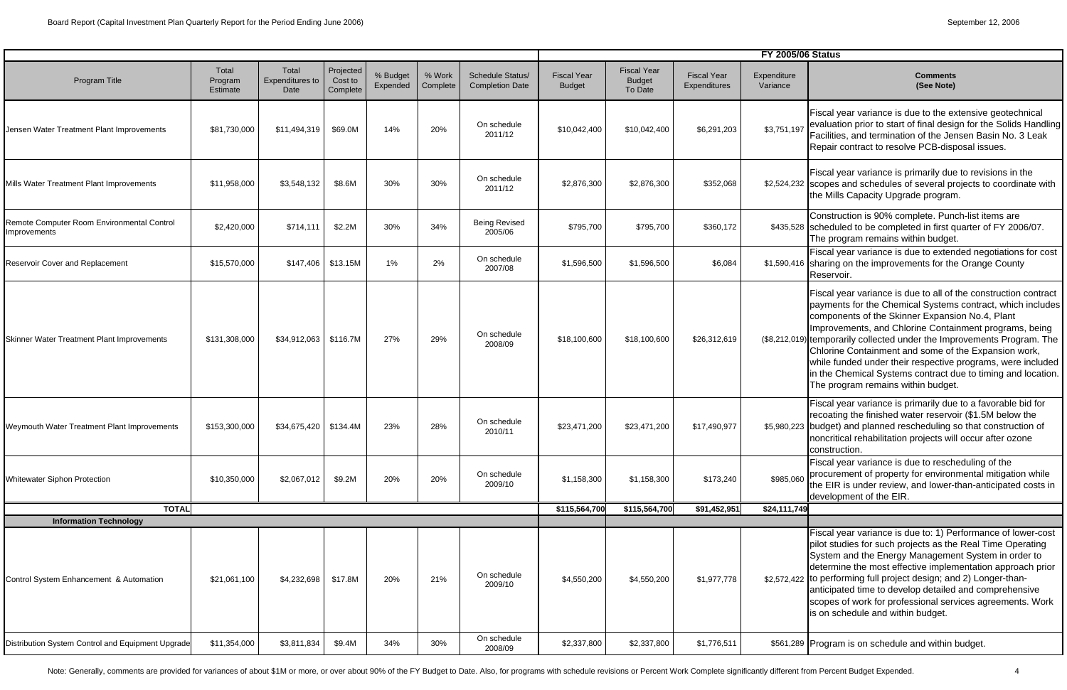| Program Title | Total Program Estimate | Total Expenditures to Date | Projected Cost to Complete | % Budget Expended | % Work Complete | Schedule Status/ Completion Date | FY 2005/06 Status | | | | |
|---|---|---|---|---|---|---|---|---|---|---|---|
| | | | | | | | Fiscal Year Budget | Fiscal Year Budget To Date | Fiscal Year Expenditures | Expenditure Variance | Comments (See Note) |
| Jensen Water Treatment Plant Improvements | $81,730,000 | $11,494,319 | $69.0M | 14% | 20% | On schedule 2011/12 | $10,042,400 | $10,042,400 | $6,291,203 | $3,751,197 | Fiscal year variance is due to the extensive geotechnical evaluation prior to start of final design for the Solids Handling Facilities, and termination of the Jensen Basin No. 3 Leak Repair contract to resolve PCB-disposal issues. |
| Mills Water Treatment Plant Improvements | $11,958,000 | $3,548,132 | $8.6M | 30% | 30% | On schedule 2011/12 | $2,876,300 | $2,876,300 | $352,068 | $2,524,232 | Fiscal year variance is primarily due to revisions in the scopes and schedules of several projects to coordinate with the Mills Capacity Upgrade program. |
| Remote Computer Room Environmental Control Improvements | $2,420,000 | $714,111 | $2.2M | 30% | 34% | Being Revised 2005/06 | $795,700 | $795,700 | $360,172 | $435,528 | Construction is 90% complete. Punch-list items are scheduled to be completed in first quarter of FY 2006/07. The program remains within budget. |
| Reservoir Cover and Replacement | $15,570,000 | $147,406 | $13.15M | 1% | 2% | On schedule 2007/08 | $1,596,500 | $1,596,500 | $6,084 | $1,590,416 | Fiscal year variance is due to extended negotiations for cost sharing on the improvements for the Orange County Reservoir. |
| Skinner Water Treatment Plant Improvements | $131,308,000 | $34,912,063 | $116.7M | 27% | 29% | On schedule 2008/09 | $18,100,600 | $18,100,600 | $26,312,619 | ($8,212,019) | Fiscal year variance is due to all of the construction contract payments for the Chemical Systems contract, which includes components of the Skinner Expansion No.4, Plant Improvements, and Chlorine Containment programs, being temporarily collected under the Improvements Program. The Chlorine Containment and some of the Expansion work, while funded under their respective programs, were included in the Chemical Systems contract due to timing and location. The program remains within budget. |
| Weymouth Water Treatment Plant Improvements | $153,300,000 | $34,675,420 | $134.4M | 23% | 28% | On schedule 2010/11 | $23,471,200 | $23,471,200 | $17,490,977 | $5,980,223 | Fiscal year variance is primarily due to a favorable bid for recoating the finished water reservoir ($1.5M below the budget) and planned rescheduling so that construction of noncritical rehabilitation projects will occur after ozone construction. |
| Whitewater Siphon Protection | $10,350,000 | $2,067,012 | $9.2M | 20% | 20% | On schedule 2009/10 | $1,158,300 | $1,158,300 | $173,240 | $985,060 | Fiscal year variance is due to rescheduling of the procurement of property for environmental mitigation while the EIR is under review, and lower-than-anticipated costs in development of the EIR. |
| **TOTAL** | | | | | | | **$115,564,700** | **$115,564,700** | **$91,452,951** | **$24,111,749** | |
| **Information Technology** | | | | | | | | | | | |
| Control System Enhancement & Automation | $21,061,100 | $4,232,698 | $17.8M | 20% | 21% | On schedule 2009/10 | $4,550,200 | $4,550,200 | $1,977,778 | $2,572,422 | Fiscal year variance is due to: 1) Performance of lower-cost pilot studies for such projects as the Real Time Operating System and the Energy Management System in order to determine the most effective implementation approach prior to performing full project design; and 2) Longer-than-anticipated time to develop detailed and comprehensive scopes of work for professional services agreements. Work is on schedule and within budget. |
| Distribution System Control and Equipment Upgrade | $11,354,000 | $3,811,834 | $9.4M | 34% | 30% | On schedule 2008/09 | $2,337,800 | $2,337,800 | $1,776,511 | $561,289 | Program is on schedule and within budget. |

Note: Generally, comments are provided for variances of about $1M or more, or over about 90% of the FY Budget to Date. Also, for programs with schedule revisions or Percent Work Complete significantly different from Percent Budget Expended.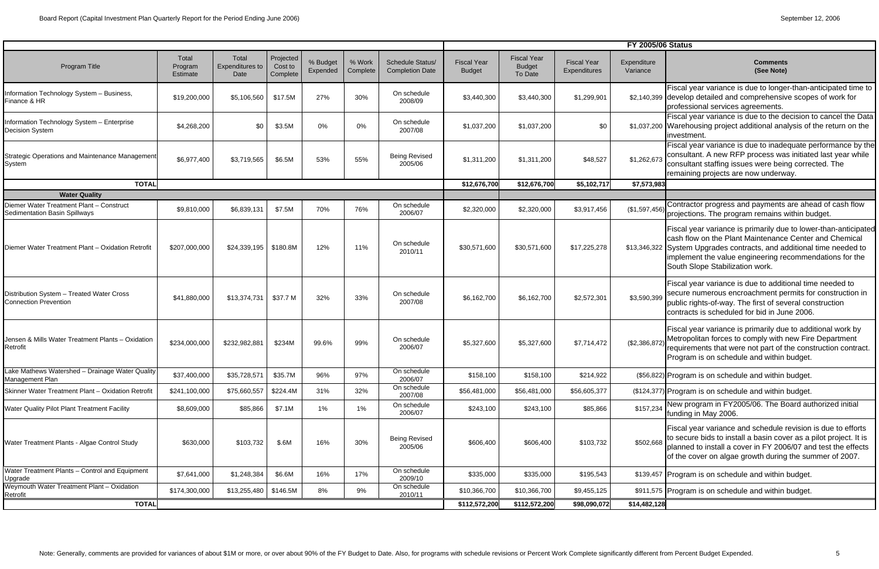| Program Title | Total Program Estimate | Total Expenditures to Date | Projected Cost to Complete | % Budget Expended | % Work Complete | Schedule Status/ Completion Date | FY 2005/06 Status | | | | |
|---|---|---|---|---|---|---|---|---|---|---|---|
| | | | | | | | Fiscal Year Budget | Fiscal Year Budget To Date | Fiscal Year Expenditures | Expenditure Variance | Comments (See Note) |
| Information Technology System – Business, Finance & HR | $19,200,000 | $5,106,560 | $17.5M | 27% | 30% | On schedule 2008/09 | $3,440,300 | $3,440,300 | $1,299,901 | $2,140,399 | Fiscal year variance is due to longer-than-anticipated time to develop detailed and comprehensive scopes of work for professional services agreements. |
| Information Technology System – Enterprise Decision System | $4,268,200 | $0 | $3.5M | 0% | 0% | On schedule 2007/08 | $1,037,200 | $1,037,200 | $0 | $1,037,200 | Fiscal year variance is due to the decision to cancel the Data Warehousing project additional analysis of the return on the investment. |
| Strategic Operations and Maintenance Management System | $6,977,400 | $3,719,565 | $6.5M | 53% | 55% | Being Revised 2005/06 | $1,311,200 | $1,311,200 | $48,527 | $1,262,673 | Fiscal year variance is due to inadequate performance by the consultant. A new RFP process was initiated last year while consultant staffing issues were being corrected. The remaining projects are now underway. |
| **TOTAL** | | | | | | | **$12,676,700** | **$12,676,700** | **$5,102,717** | **$7,573,983** | |
| **Water Quality** | | | | | | | | | | | |
| Diemer Water Treatment Plant – Construct Sedimentation Basin Spillways | $9,810,000 | $6,839,131 | $7.5M | 70% | 76% | On schedule 2006/07 | $2,320,000 | $2,320,000 | $3,917,456 | ($1,597,456) | Contractor progress and payments are ahead of cash flow projections. The program remains within budget. |
| Diemer Water Treatment Plant – Oxidation Retrofit | $207,000,000 | $24,339,195 | $180.8M | 12% | 11% | On schedule 2010/11 | $30,571,600 | $30,571,600 | $17,225,278 | $13,346,322 | Fiscal year variance is primarily due to lower-than-anticipated cash flow on the Plant Maintenance Center and Chemical System Upgrades contracts, and additional time needed to implement the value engineering recommendations for the South Slope Stabilization work. |
| Distribution System – Treated Water Cross Connection Prevention | $41,880,000 | $13,374,731 | $37.7 M | 32% | 33% | On schedule 2007/08 | $6,162,700 | $6,162,700 | $2,572,301 | $3,590,399 | Fiscal year variance is due to additional time needed to secure numerous encroachment permits for construction in public rights-of-way. The first of several construction contracts is scheduled for bid in June 2006. |
| Jensen & Mills Water Treatment Plants – Oxidation Retrofit | $234,000,000 | $232,982,881 | $234M | 99.6% | 99% | On schedule 2006/07 | $5,327,600 | $5,327,600 | $7,714,472 | ($2,386,872) | Fiscal year variance is primarily due to additional work by Metropolitan forces to comply with new Fire Department requirements that were not part of the construction contract. Program is on schedule and within budget. |
| Lake Mathews Watershed – Drainage Water Quality Management Plan | $37,400,000 | $35,728,571 | $35.7M | 96% | 97% | On schedule 2006/07 | $158,100 | $158,100 | $214,922 | ($56,822) | Program is on schedule and within budget. |
| Skinner Water Treatment Plant – Oxidation Retrofit | $241,100,000 | $75,660,557 | $224.4M | 31% | 32% | On schedule 2007/08 | $56,481,000 | $56,481,000 | $56,605,377 | ($124,377) | Program is on schedule and within budget. |
| Water Quality Pilot Plant Treatment Facility | $8,609,000 | $85,866 | $7.1M | 1% | 1% | On schedule 2006/07 | $243,100 | $243,100 | $85,866 | $157,234 | New program in FY2005/06. The Board authorized initial funding in May 2006. |
| Water Treatment Plants - Algae Control Study | $630,000 | $103,732 | $.6M | 16% | 30% | Being Revised 2005/06 | $606,400 | $606,400 | $103,732 | $502,668 | Fiscal year variance and schedule revision is due to efforts to secure bids to install a basin cover as a pilot project. It is planned to install a cover in FY 2006/07 and test the effects of the cover on algae growth during the summer of 2007. |
| Water Treatment Plants – Control and Equipment Upgrade | $7,641,000 | $1,248,384 | $6.6M | 16% | 17% | On schedule 2009/10 | $335,000 | $335,000 | $195,543 | $139,457 | Program is on schedule and within budget. |
| Weymouth Water Treatment Plant – Oxidation Retrofit | $174,300,000 | $13,255,480 | $146.5M | 8% | 9% | On schedule 2010/11 | $10,366,700 | $10,366,700 | $9,455,125 | $911,575 | Program is on schedule and within budget. |
| **TOTAL** | | | | | | | **$112,572,200** | **$112,572,200** | **$98,090,072** | **$14,482,128** | |

Note: Generally, comments are provided for variances of about $1M or more, or over about 90% of the FY Budget to Date. Also, for programs with schedule revisions or Percent Work Complete significantly different from Percent Budget Expended.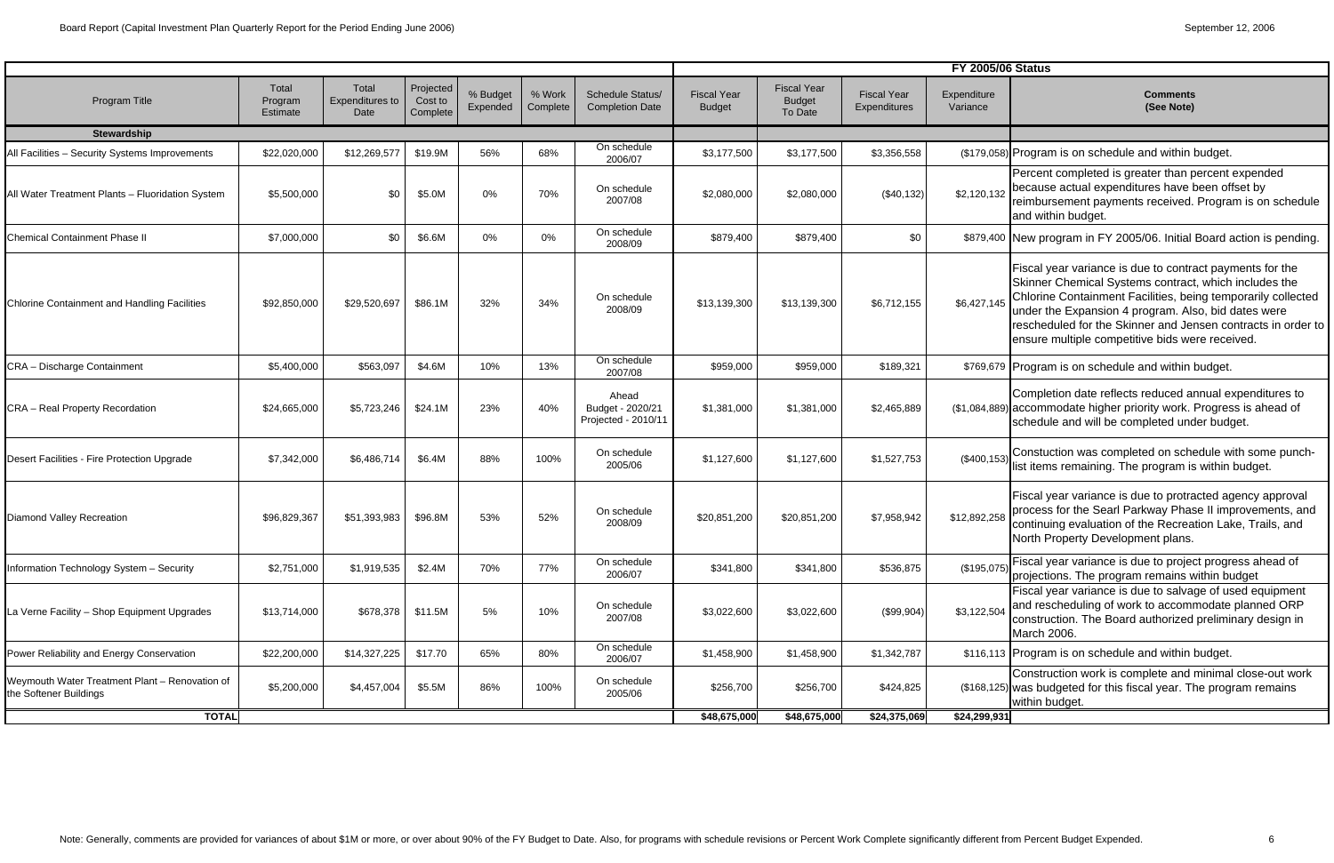| | | | | | | | FY 2005/06 Status | | | | |
|---|---|---|---|---|---|---|---|---|---|---|---|
| Program Title | Total Program Estimate | Total Expenditures to Date | Projected Cost to Complete | % Budget Expended | % Work Complete | Schedule Status/ Completion Date | Fiscal Year Budget | Fiscal Year Budget To Date | Fiscal Year Expenditures | Expenditure Variance | Comments (See Note) |
| **Stewardship** | | | | | | | | | | | |
| All Facilities – Security Systems Improvements | $22,020,000 | $12,269,577 | $19.9M | 56% | 68% | On schedule 2006/07 | $3,177,500 | $3,177,500 | $3,356,558 | ($179,058) | Program is on schedule and within budget. |
| All Water Treatment Plants – Fluoridation System | $5,500,000 | $0 | $5.0M | 0% | 70% | On schedule 2007/08 | $2,080,000 | $2,080,000 | ($40,132) | $2,120,132 | Percent completed is greater than percent expended because actual expenditures have been offset by reimbursement payments received. Program is on schedule and within budget. |
| Chemical Containment Phase II | $7,000,000 | $0 | $6.6M | 0% | 0% | On schedule 2008/09 | $879,400 | $879,400 | $0 | $879,400 | New program in FY 2005/06. Initial Board action is pending. |
| Chlorine Containment and Handling Facilities | $92,850,000 | $29,520,697 | $86.1M | 32% | 34% | On schedule 2008/09 | $13,139,300 | $13,139,300 | $6,712,155 | $6,427,145 | Fiscal year variance is due to contract payments for the Skinner Chemical Systems contract, which includes the Chlorine Containment Facilities, being temporarily collected under the Expansion 4 program. Also, bid dates were rescheduled for the Skinner and Jensen contracts in order to ensure multiple competitive bids were received. |
| CRA – Discharge Containment | $5,400,000 | $563,097 | $4.6M | 10% | 13% | On schedule 2007/08 | $959,000 | $959,000 | $189,321 | $769,679 | Program is on schedule and within budget. |
| CRA – Real Property Recordation | $24,665,000 | $5,723,246 | $24.1M | 23% | 40% | Ahead Budget - 2020/21 Projected - 2010/11 | $1,381,000 | $1,381,000 | $2,465,889 | ($1,084,889) | Completion date reflects reduced annual expenditures to accommodate higher priority work. Progress is ahead of schedule and will be completed under budget. |
| Desert Facilities - Fire Protection Upgrade | $7,342,000 | $6,486,714 | $6.4M | 88% | 100% | On schedule 2005/06 | $1,127,600 | $1,127,600 | $1,527,753 | ($400,153) | Constuction was completed on schedule with some punch-list items remaining. The program is within budget. |
| Diamond Valley Recreation | $96,829,367 | $51,393,983 | $96.8M | 53% | 52% | On schedule 2008/09 | $20,851,200 | $20,851,200 | $7,958,942 | $12,892,258 | Fiscal year variance is due to protracted agency approval process for the Searl Parkway Phase II improvements, and continuing evaluation of the Recreation Lake, Trails, and North Property Development plans. |
| Information Technology System – Security | $2,751,000 | $1,919,535 | $2.4M | 70% | 77% | On schedule 2006/07 | $341,800 | $341,800 | $536,875 | ($195,075) | Fiscal year variance is due to project progress ahead of projections. The program remains within budget |
| La Verne Facility – Shop Equipment Upgrades | $13,714,000 | $678,378 | $11.5M | 5% | 10% | On schedule 2007/08 | $3,022,600 | $3,022,600 | ($99,904) | $3,122,504 | Fiscal year variance is due to salvage of used equipment and rescheduling of work to accommodate planned ORP construction. The Board authorized preliminary design in March 2006. |
| Power Reliability and Energy Conservation | $22,200,000 | $14,327,225 | $17.70 | 65% | 80% | On schedule 2006/07 | $1,458,900 | $1,458,900 | $1,342,787 | $116,113 | Program is on schedule and within budget. |
| Weymouth Water Treatment Plant – Renovation of the Softener Buildings | $5,200,000 | $4,457,004 | $5.5M | 86% | 100% | On schedule 2005/06 | $256,700 | $256,700 | $424,825 | ($168,125) | Construction work is complete and minimal close-out work was budgeted for this fiscal year. The program remains within budget. |
| **TOTAL** | | | | | | | $48,675,000 | $48,675,000 | $24,375,069 | $24,299,931 | |

Note: Generally, comments are provided for variances of about $1M or more, or over about 90% of the FY Budget to Date. Also, for programs with schedule revisions or Percent Work Complete significantly different from Percent Budget Expended.